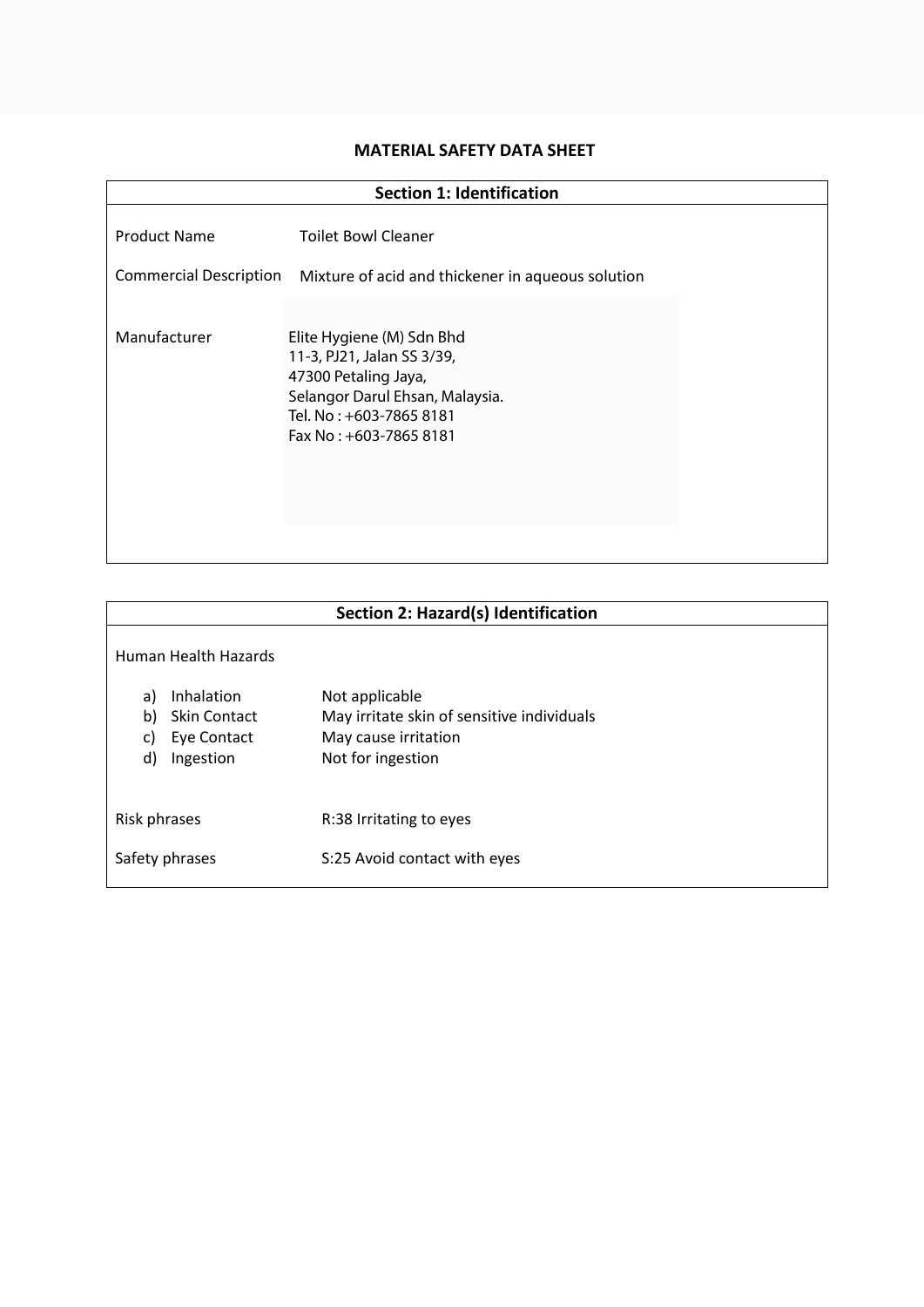# MATERIAL SAFETY DATA SHEET

## Section 1: Identification

| | |
|---|---|
| Product Name | Toilet Bowl Cleaner |
| Commercial Description | Mixture of acid and thickener in aqueous solution |
| Manufacturer | Elite Hygiene (M) Sdn Bhd<br>11-3, PJ21, Jalan SS 3/39,<br>47300 Petaling Jaya,<br>Selangor Darul Ehsan, Malaysia.<br>Tel. No : +603-7865 8181<br>Fax No : +603-7865 8181 |

## Section 2: Hazard(s) Identification

Human Health Hazards

| | |
|---|---|
| a) Inhalation | Not applicable |
| b) Skin Contact | May irritate skin of sensitive individuals |
| c) Eye Contact | May cause irritation |
| d) Ingestion | Not for ingestion |

| | |
|---|---|
| Risk phrases | R:38 Irritating to eyes |
| Safety phrases | S:25 Avoid contact with eyes |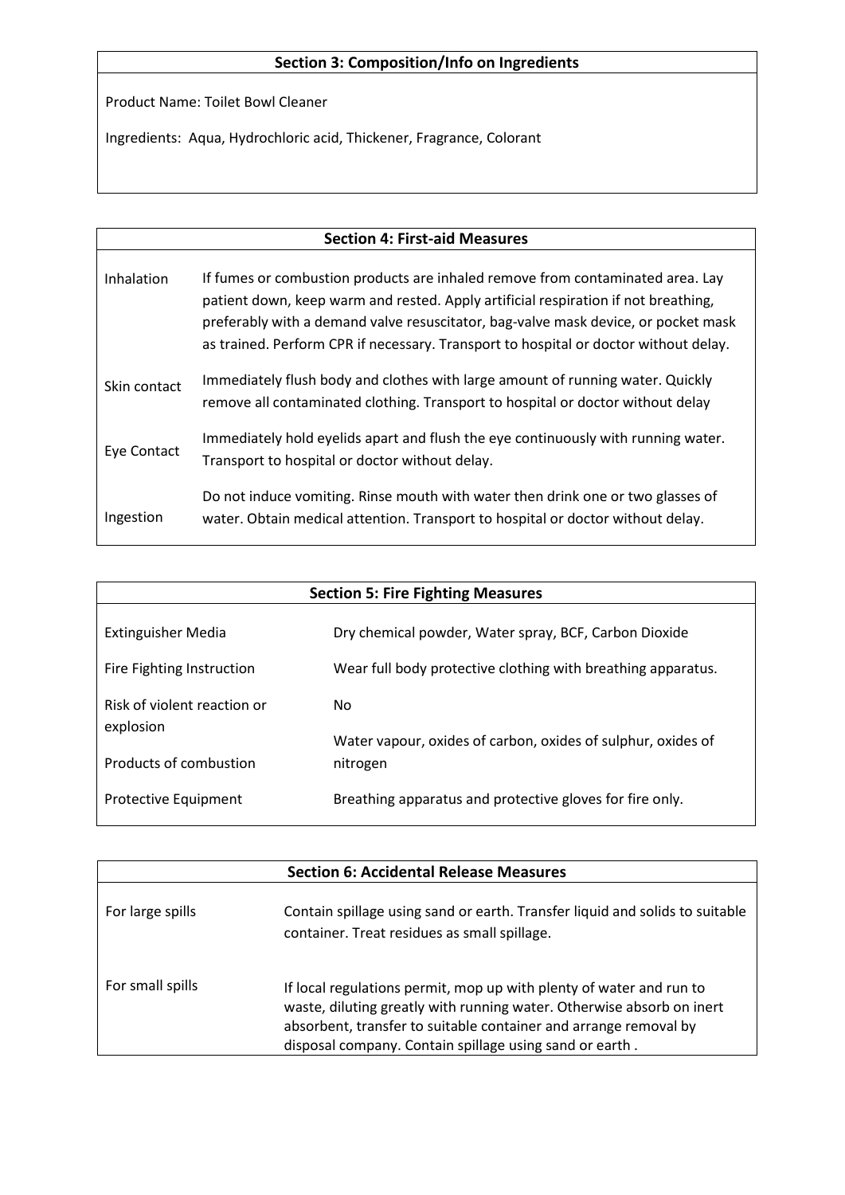## Section 3: Composition/Info on Ingredients

Product Name: Toilet Bowl Cleaner

Ingredients: Aqua, Hydrochloric acid, Thickener, Fragrance, Colorant

## Section 4: First-aid Measures

| | |
|---|---|
| Inhalation | If fumes or combustion products are inhaled remove from contaminated area. Lay patient down, keep warm and rested. Apply artificial respiration if not breathing, preferably with a demand valve resuscitator, bag-valve mask device, or pocket mask as trained. Perform CPR if necessary. Transport to hospital or doctor without delay. |
| Skin contact | Immediately flush body and clothes with large amount of running water. Quickly remove all contaminated clothing. Transport to hospital or doctor without delay |
| Eye Contact | Immediately hold eyelids apart and flush the eye continuously with running water. Transport to hospital or doctor without delay. |
| Ingestion | Do not induce vomiting. Rinse mouth with water then drink one or two glasses of water. Obtain medical attention. Transport to hospital or doctor without delay. |

## Section 5: Fire Fighting Measures

| | |
|---|---|
| Extinguisher Media | Dry chemical powder, Water spray, BCF, Carbon Dioxide |
| Fire Fighting Instruction | Wear full body protective clothing with breathing apparatus. |
| Risk of violent reaction or explosion | No |
| Products of combustion | Water vapour, oxides of carbon, oxides of sulphur, oxides of nitrogen |
| Protective Equipment | Breathing apparatus and protective gloves for fire only. |

## Section 6: Accidental Release Measures

| | |
|---|---|
| For large spills | Contain spillage using sand or earth. Transfer liquid and solids to suitable container. Treat residues as small spillage. |
| For small spills | If local regulations permit, mop up with plenty of water and run to waste, diluting greatly with running water. Otherwise absorb on inert absorbent, transfer to suitable container and arrange removal by disposal company. Contain spillage using sand or earth . |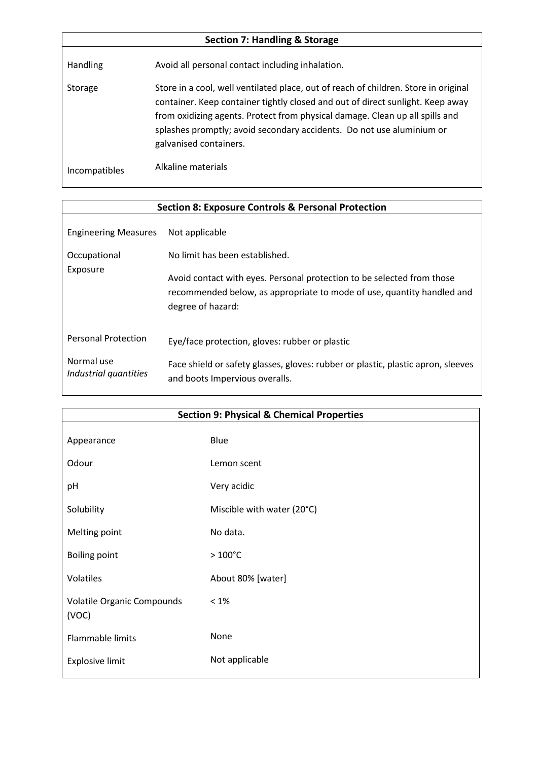## Section 7: Handling & Storage

| | |
|---|---|
| Handling | Avoid all personal contact including inhalation. |
| Storage | Store in a cool, well ventilated place, out of reach of children. Store in original container. Keep container tightly closed and out of direct sunlight. Keep away from oxidizing agents. Protect from physical damage. Clean up all spills and splashes promptly; avoid secondary accidents. Do not use aluminium or galvanised containers. |
| Incompatibles | Alkaline materials |

## Section 8: Exposure Controls & Personal Protection

| | |
|---|---|
| Engineering Measures | Not applicable |
| Occupational Exposure | No limit has been established.<br><br>Avoid contact with eyes. Personal protection to be selected from those recommended below, as appropriate to mode of use, quantity handled and degree of hazard: |
| Personal Protection<br>Normal use | Eye/face protection, gloves: rubber or plastic |
| *Industrial quantities* | Face shield or safety glasses, gloves: rubber or plastic, plastic apron, sleeves and boots Impervious overalls. |

## Section 9: Physical & Chemical Properties

| | |
|---|---|
| Appearance | Blue |
| Odour | Lemon scent |
| pH | Very acidic |
| Solubility | Miscible with water (20°C) |
| Melting point | No data. |
| Boiling point | > 100°C |
| Volatiles | About 80% [water] |
| Volatile Organic Compounds (VOC) | < 1% |
| Flammable limits | None |
| Explosive limit | Not applicable |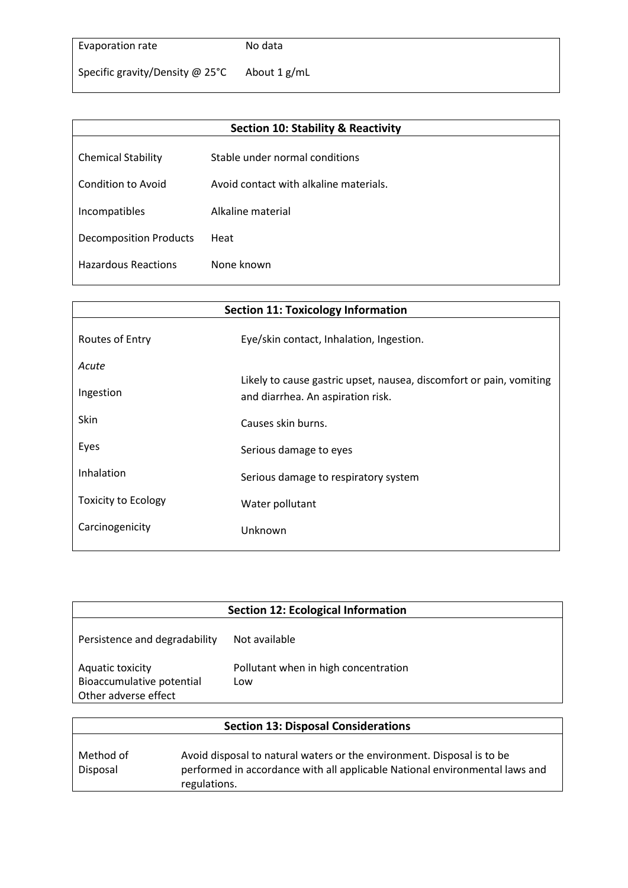| | |
|---|---|
| Evaporation rate | No data |
| Specific gravity/Density @ 25°C | About 1 g/mL |

## Section 10: Stability & Reactivity

| | |
|---|---|
| Chemical Stability | Stable under normal conditions |
| Condition to Avoid | Avoid contact with alkaline materials. |
| Incompatibles | Alkaline material |
| Decomposition Products | Heat |
| Hazardous Reactions | None known |

## Section 11: Toxicology Information

| | |
|---|---|
| Routes of Entry | Eye/skin contact, Inhalation, Ingestion. |
| *Acute* | |
| Ingestion | Likely to cause gastric upset, nausea, discomfort or pain, vomiting and diarrhea. An aspiration risk. |
| Skin | Causes skin burns. |
| Eyes | Serious damage to eyes |
| Inhalation | Serious damage to respiratory system |
| Toxicity to Ecology | Water pollutant |
| Carcinogenicity | Unknown |

## Section 12: Ecological Information

| | |
|---|---|
| Persistence and degradability | Not available |
| Aquatic toxicity | Pollutant when in high concentration |
| Bioaccumulative potential | Low |
| Other adverse effect | |

## Section 13: Disposal Considerations

| | |
|---|---|
| Method of Disposal | Avoid disposal to natural waters or the environment. Disposal is to be performed in accordance with all applicable National environmental laws and regulations. |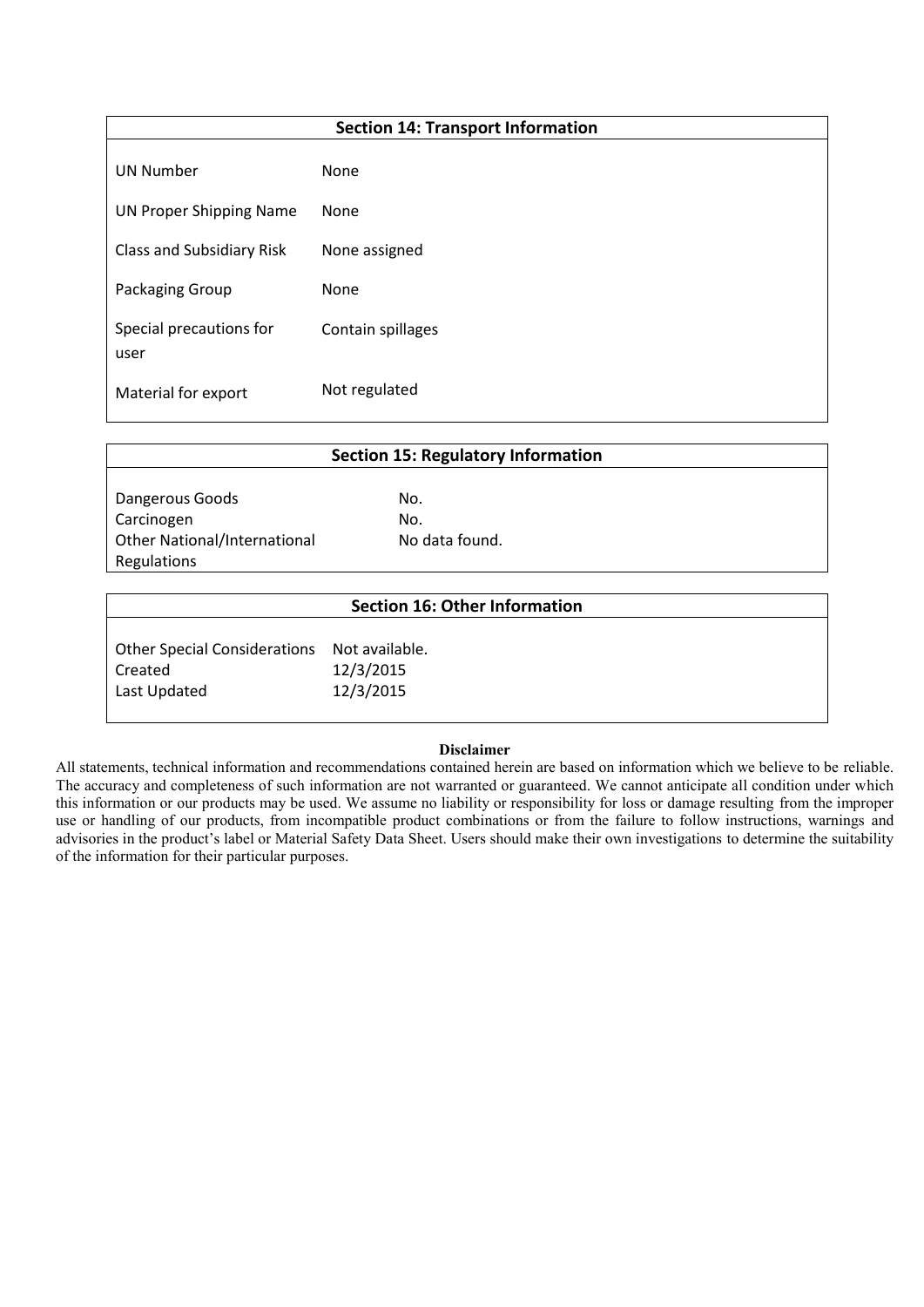## Section 14: Transport Information

| | |
|---|---|
| UN Number | None |
| UN Proper Shipping Name | None |
| Class and Subsidiary Risk | None assigned |
| Packaging Group | None |
| Special precautions for user | Contain spillages |
| Material for export | Not regulated |

## Section 15: Regulatory Information

| | |
|---|---|
| Dangerous Goods | No. |
| Carcinogen | No. |
| Other National/International Regulations | No data found. |

## Section 16: Other Information

| | |
|---|---|
| Other Special Considerations | Not available. |
| Created | 12/3/2015 |
| Last Updated | 12/3/2015 |

**Disclaimer**

All statements, technical information and recommendations contained herein are based on information which we believe to be reliable. The accuracy and completeness of such information are not warranted or guaranteed. We cannot anticipate all condition under which this information or our products may be used. We assume no liability or responsibility for loss or damage resulting from the improper use or handling of our products, from incompatible product combinations or from the failure to follow instructions, warnings and advisories in the product's label or Material Safety Data Sheet. Users should make their own investigations to determine the suitability of the information for their particular purposes.